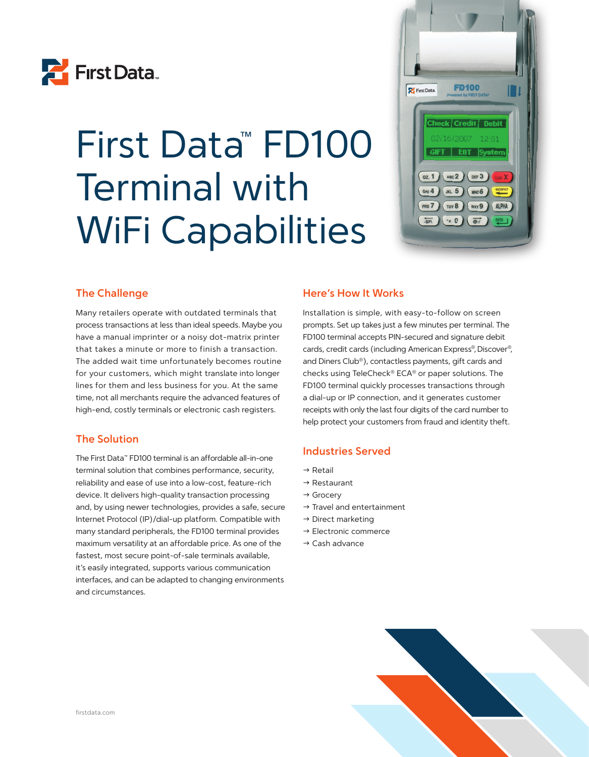First Data™

# First Data™ FD100 Terminal with WiFi Capabilities

## The Challenge

Many retailers operate with outdated terminals that process transactions at less than ideal speeds. Maybe you have a manual imprinter or a noisy dot-matrix printer that takes a minute or more to finish a transaction. The added wait time unfortunately becomes routine for your customers, which might translate into longer lines for them and less business for you. At the same time, not all merchants require the advanced features of high-end, costly terminals or electronic cash registers.

## The Solution

The First Data™ FD100 terminal is an affordable all-in-one terminal solution that combines performance, security, reliability and ease of use into a low-cost, feature-rich device. It delivers high-quality transaction processing and, by using newer technologies, provides a safe, secure Internet Protocol (IP)/dial-up platform. Compatible with many standard peripherals, the FD100 terminal provides maximum versatility at an affordable price. As one of the fastest, most secure point-of-sale terminals available, it's easily integrated, supports various communication interfaces, and can be adapted to changing environments and circumstances.

## Here's How It Works

Installation is simple, with easy-to-follow on screen prompts. Set up takes just a few minutes per terminal. The FD100 terminal accepts PIN-secured and signature debit cards, credit cards (including American Express®, Discover®, and Diners Club®), contactless payments, gift cards and checks using TeleCheck® ECA® or paper solutions. The FD100 terminal quickly processes transactions through a dial-up or IP connection, and it generates customer receipts with only the last four digits of the card number to help protect your customers from fraud and identity theft.

## Industries Served

→ Retail
→ Restaurant
→ Grocery
→ Travel and entertainment
→ Direct marketing
→ Electronic commerce
→ Cash advance

firstdata.com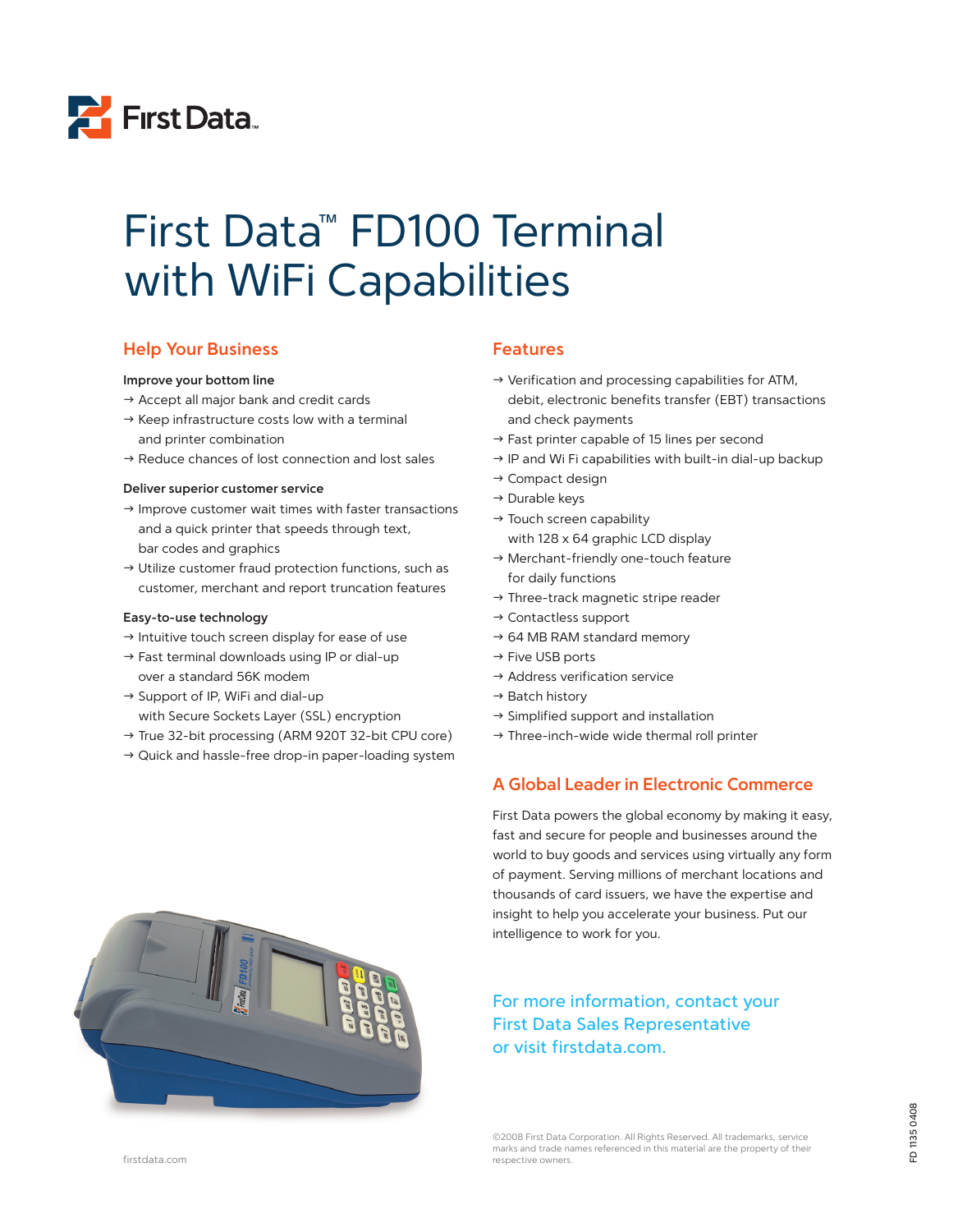# First Data™ FD100 Terminal with WiFi Capabilities

## Help Your Business

**Improve your bottom line**

- → Accept all major bank and credit cards
- → Keep infrastructure costs low with a terminal and printer combination
- → Reduce chances of lost connection and lost sales

**Deliver superior customer service**

- → Improve customer wait times with faster transactions and a quick printer that speeds through text, bar codes and graphics
- → Utilize customer fraud protection functions, such as customer, merchant and report truncation features

**Easy-to-use technology**

- → Intuitive touch screen display for ease of use
- → Fast terminal downloads using IP or dial-up over a standard 56K modem
- → Support of IP, WiFi and dial-up with Secure Sockets Layer (SSL) encryption
- → True 32-bit processing (ARM 920T 32-bit CPU core)
- → Quick and hassle-free drop-in paper-loading system

## Features

- → Verification and processing capabilities for ATM, debit, electronic benefits transfer (EBT) transactions and check payments
- → Fast printer capable of 15 lines per second
- → IP and Wi Fi capabilities with built-in dial-up backup
- → Compact design
- → Durable keys
- → Touch screen capability with 128 x 64 graphic LCD display
- → Merchant-friendly one-touch feature for daily functions
- → Three-track magnetic stripe reader
- → Contactless support
- → 64 MB RAM standard memory
- → Five USB ports
- → Address verification service
- → Batch history
- → Simplified support and installation
- → Three-inch-wide wide thermal roll printer

## A Global Leader in Electronic Commerce

First Data powers the global economy by making it easy, fast and secure for people and businesses around the world to buy goods and services using virtually any form of payment. Serving millions of merchant locations and thousands of card issuers, we have the expertise and insight to help you accelerate your business. Put our intelligence to work for you.

For more information, contact your First Data Sales Representative or visit firstdata.com.

firstdata.com

©2008 First Data Corporation. All Rights Reserved. All trademarks, service marks and trade names referenced in this material are the property of their respective owners.

FD 1135 0408